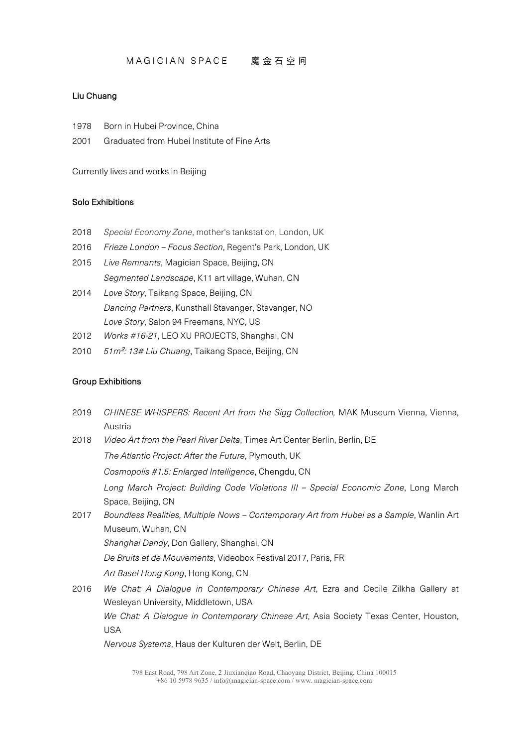MAGICIAN SPACE 魔金石空间

## Liu Chuang

1978 Born in Hubei Province, China

2001 Graduated from Hubei Institute of Fine Arts

Currently lives and works in Beijing

### Solo Exhibitions

2018 *Special Economy Zone*, mother's tankstation, London, UK

2016 *Frieze London – Focus Section*, Regent's Park, London, UK

2015 *Live Remnants*, Magician Space, Beijing, CN

*Segmented Landscape*, K11 art village, Wuhan, CN

2014 *Love Story*, Taikang Space, Beijing, CN

*Dancing Partners*, Kunsthall Stavanger, Stavanger, NO

*Love Story*, Salon 94 Freemans, NYC, US

2012 *Works #16-21*, LEO XU PROJECTS, Shanghai, CN

2010 *51m²: 13# Liu Chuang*, Taikang Space, Beijing, CN

### Group Exhibitions

2019 *CHINESE WHISPERS: Recent Art from the Sigg Collection,* MAK Museum Vienna, Vienna, Austria

2018 *Video Art from the Pearl River Delta*, Times Art Center Berlin, Berlin, DE

*The Atlantic Project: After the Future*, Plymouth, UK

*Cosmopolis #1.5: Enlarged Intelligence*, Chengdu, CN

*Long March Project: Building Code Violations III – Special Economic Zone*, Long March Space, Beijing, CN

2017 *Boundless Realities, Multiple Nows – Contemporary Art from Hubei as a Sample*, Wanlin Art Museum, Wuhan, CN

*Shanghai Dandy*, Don Gallery, Shanghai, CN

*De Bruits et de Mouvements*, Videobox Festival 2017, Paris, FR

*Art Basel Hong Kong*, Hong Kong, CN

2016 *We Chat: A Dialogue in Contemporary Chinese Art*, Ezra and Cecile Zilkha Gallery at Wesleyan University, Middletown, USA

*We Chat: A Dialogue in Contemporary Chinese Art*, Asia Society Texas Center, Houston, USA

*Nervous Systems*, Haus der Kulturen der Welt, Berlin, DE

798 East Road, 798 Art Zone, 2 Jiuxianqiao Road, Chaoyang District, Beijing, China 100015
+86 10 5978 9635 / info@magician-space.com / www. magician-space.com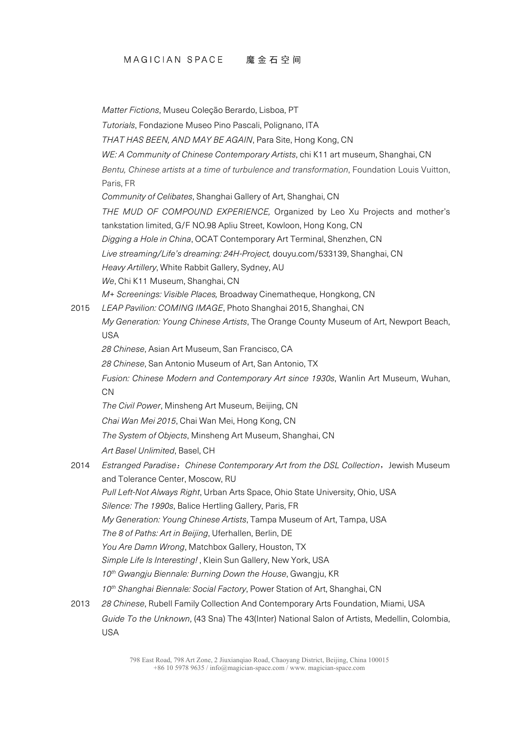*Matter Fictions*, Museu Coleção Berardo, Lisboa, PT

*Tutorials*, Fondazione Museo Pino Pascali, Polignano, ITA

*THAT HAS BEEN, AND MAY BE AGAIN*, Para Site, Hong Kong, CN

*WE: A Community of Chinese Contemporary Artists*, chi K11 art museum, Shanghai, CN

*Bentu, Chinese artists at a time of turbulence and transformation*, Foundation Louis Vuitton, Paris, FR

*Community of Celibates*, Shanghai Gallery of Art, Shanghai, CN

*THE MUD OF COMPOUND EXPERIENCE,* Organized by Leo Xu Projects and mother's tankstation limited, G/F NO.98 Apliu Street, Kowloon, Hong Kong, CN

*Digging a Hole in China*, OCAT Contemporary Art Terminal, Shenzhen, CN

*Live streaming/Life's dreaming: 24H-Project,* douyu.com/533139, Shanghai, CN

*Heavy Artillery*, White Rabbit Gallery, Sydney, AU

*We*, Chi K11 Museum, Shanghai, CN

*M+ Screenings: Visible Places,* Broadway Cinematheque, Hongkong, CN

2015 *LEAP Pavilion: COMING IMAGE*, Photo Shanghai 2015, Shanghai, CN

*My Generation: Young Chinese Artists*, The Orange County Museum of Art, Newport Beach, USA

*28 Chinese*, Asian Art Museum, San Francisco, CA

*28 Chinese*, San Antonio Museum of Art, San Antonio, TX

*Fusion: Chinese Modern and Contemporary Art since 1930s*, Wanlin Art Museum, Wuhan, CN

*The Civil Power*, Minsheng Art Museum, Beijing, CN

*Chai Wan Mei 2015*, Chai Wan Mei, Hong Kong, CN

*The System of Objects*, Minsheng Art Museum, Shanghai, CN

*Art Basel Unlimited*, Basel, CH

2014 *Estranged Paradise：Chinese Contemporary Art from the DSL Collection*，Jewish Museum and Tolerance Center, Moscow, RU

*Pull Left-Not Always Right*, Urban Arts Space, Ohio State University, Ohio, USA

*Silence: The 1990s*, Balice Hertling Gallery, Paris, FR

*My Generation: Young Chinese Artists*, Tampa Museum of Art, Tampa, USA

*The 8 of Paths: Art in Beijing*, Uferhallen, Berlin, DE

*You Are Damn Wrong*, Matchbox Gallery, Houston, TX

*Simple Life Is Interesting!* , Klein Sun Gallery, New York, USA

*10th Gwangju Biennale: Burning Down the House*, Gwangju, KR

*10th Shanghai Biennale: Social Factory*, Power Station of Art, Shanghai, CN

2013 *28 Chinese*, Rubell Family Collection And Contemporary Arts Foundation, Miami, USA

*Guide To the Unknown*, (43 Sna) The 43(Inter) National Salon of Artists, Medellin, Colombia, USA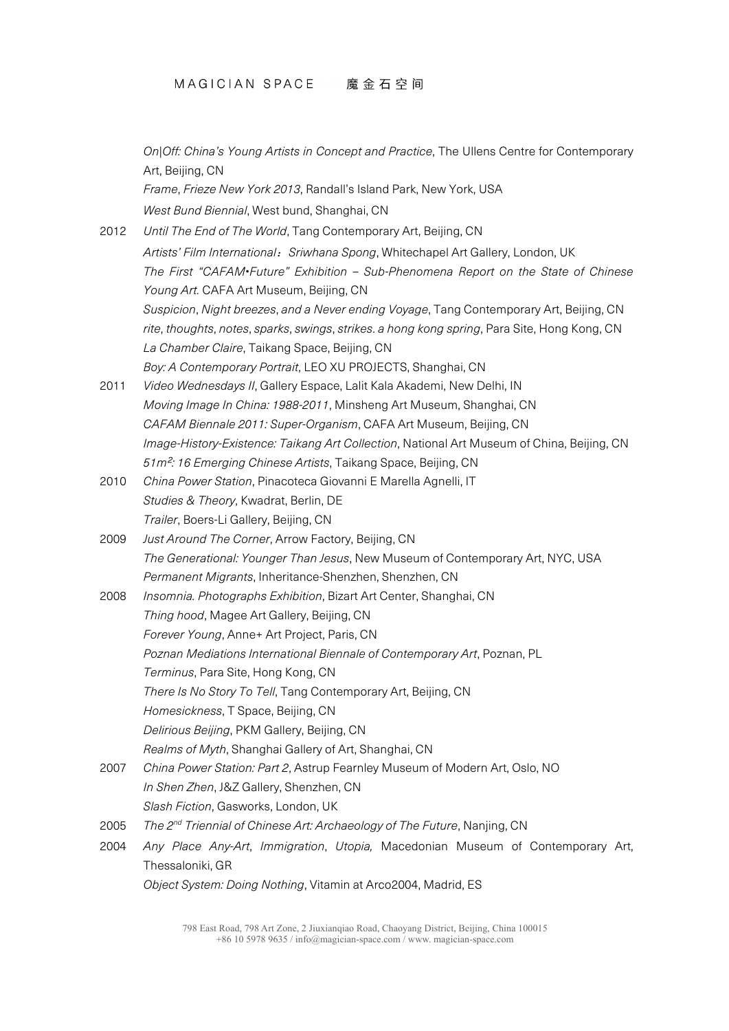*On|Off: China's Young Artists in Concept and Practice*, The Ullens Centre for Contemporary Art, Beijing, CN

*Frame*, *Frieze New York 2013*, Randall's Island Park, New York, USA

*West Bund Biennial*, West bund, Shanghai, CN

2012 *Until The End of The World*, Tang Contemporary Art, Beijing, CN

*Artists' Film International：Sriwhana Spong*, Whitechapel Art Gallery, London, UK

*The First "CAFAM•Future" Exhibition – Sub-Phenomena Report on the State of Chinese Young Art.* CAFA Art Museum, Beijing, CN

*Suspicion*, *Night breezes*, *and a Never ending Voyage*, Tang Contemporary Art, Beijing, CN

*rite*, *thoughts*, *notes*, *sparks*, *swings*, *strikes. a hong kong spring*, Para Site, Hong Kong, CN

*La Chamber Claire*, Taikang Space, Beijing, CN

*Boy: A Contemporary Portrait*, LEO XU PROJECTS, Shanghai, CN

2011 *Video Wednesdays II*, Gallery Espace, Lalit Kala Akademi, New Delhi, IN

*Moving Image In China: 1988-2011*, Minsheng Art Museum, Shanghai, CN

*CAFAM Biennale 2011: Super-Organism*, CAFA Art Museum, Beijing, CN

*Image-History-Existence: Taikang Art Collection*, National Art Museum of China, Beijing, CN

*51m²: 16 Emerging Chinese Artists*, Taikang Space, Beijing, CN

2010 *China Power Station*, Pinacoteca Giovanni E Marella Agnelli, IT

*Studies & Theory*, Kwadrat, Berlin, DE

*Trailer*, Boers-Li Gallery, Beijing, CN

2009 *Just Around The Corner*, Arrow Factory, Beijing, CN

*The Generational: Younger Than Jesus*, New Museum of Contemporary Art, NYC, USA

*Permanent Migrants*, Inheritance-Shenzhen, Shenzhen, CN

2008 *Insomnia. Photographs Exhibition*, Bizart Art Center, Shanghai, CN

*Thing hood*, Magee Art Gallery, Beijing, CN

*Forever Young*, Anne+ Art Project, Paris, CN

*Poznan Mediations International Biennale of Contemporary Art*, Poznan, PL

*Terminus*, Para Site, Hong Kong, CN

*There Is No Story To Tell*, Tang Contemporary Art, Beijing, CN

*Homesickness*, T Space, Beijing, CN

*Delirious Beijing*, PKM Gallery, Beijing, CN

*Realms of Myth*, Shanghai Gallery of Art, Shanghai, CN

2007 *China Power Station: Part 2*, Astrup Fearnley Museum of Modern Art, Oslo, NO

*In Shen Zhen*, J&Z Gallery, Shenzhen, CN

*Slash Fiction*, Gasworks, London, UK

2005 *The 2nd Triennial of Chinese Art: Archaeology of The Future*, Nanjing, CN

2004 *Any Place Any-Art*, *Immigration*, *Utopia,* Macedonian Museum of Contemporary Art, Thessaloniki, GR

*Object System: Doing Nothing*, Vitamin at Arco2004, Madrid, ES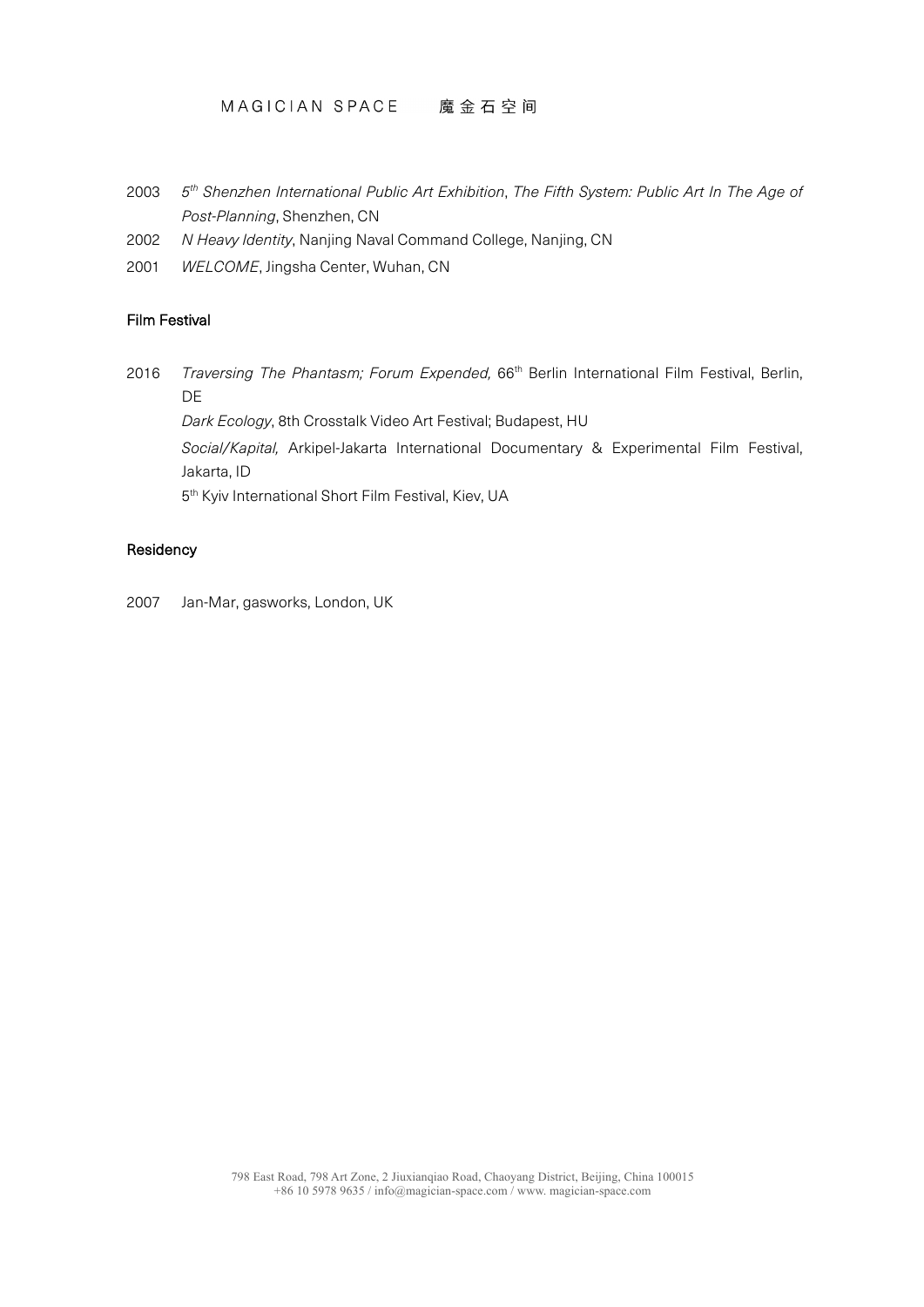2003 *5th Shenzhen International Public Art Exhibition*, *The Fifth System: Public Art In The Age of Post-Planning*, Shenzhen, CN

2002 *N Heavy Identity*, Nanjing Naval Command College, Nanjing, CN

2001 *WELCOME*, Jingsha Center, Wuhan, CN

## Film Festival

2016 *Traversing The Phantasm; Forum Expended,* 66th Berlin International Film Festival, Berlin, DE

*Dark Ecology*, 8th Crosstalk Video Art Festival; Budapest, HU

*Social/Kapital,* Arkipel-Jakarta International Documentary & Experimental Film Festival, Jakarta, ID

5th Kyiv International Short Film Festival, Kiev, UA

## Residency

2007 Jan-Mar, gasworks, London, UK